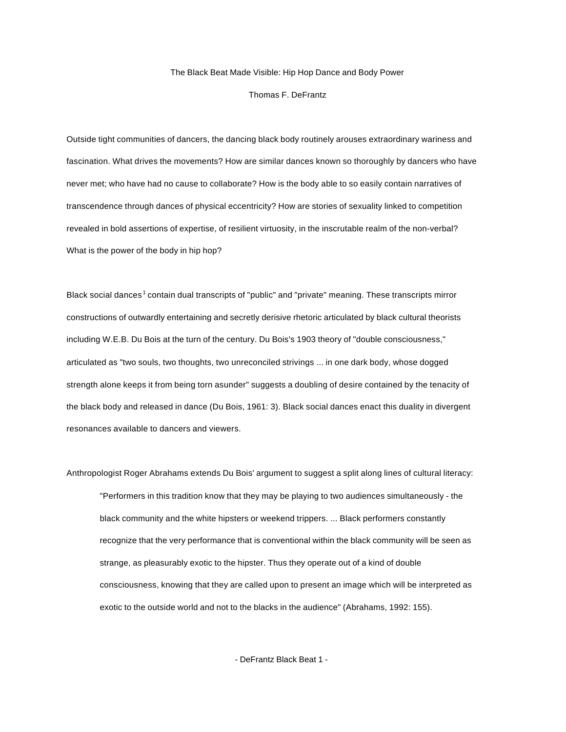# The Black Beat Made Visible: Hip Hop Dance and Body Power

Thomas F. DeFrantz

Outside tight communities of dancers, the dancing black body routinely arouses extraordinary wariness and fascination. What drives the movements? How are similar dances known so thoroughly by dancers who have never met; who have had no cause to collaborate? How is the body able to so easily contain narratives of transcendence through dances of physical eccentricity? How are stories of sexuality linked to competition revealed in bold assertions of expertise, of resilient virtuosity, in the inscrutable realm of the non-verbal? What is the power of the body in hip hop?

Black social dances[1] contain dual transcripts of "public" and "private" meaning. These transcripts mirror constructions of outwardly entertaining and secretly derisive rhetoric articulated by black cultural theorists including W.E.B. Du Bois at the turn of the century. Du Bois's 1903 theory of "double consciousness," articulated as "two souls, two thoughts, two unreconciled strivings ... in one dark body, whose dogged strength alone keeps it from being torn asunder" suggests a doubling of desire contained by the tenacity of the black body and released in dance (Du Bois, 1961: 3). Black social dances enact this duality in divergent resonances available to dancers and viewers.

Anthropologist Roger Abrahams extends Du Bois' argument to suggest a split along lines of cultural literacy:

> "Performers in this tradition know that they may be playing to two audiences simultaneously - the black community and the white hipsters or weekend trippers. ... Black performers constantly recognize that the very performance that is conventional within the black community will be seen as strange, as pleasurably exotic to the hipster. Thus they operate out of a kind of double consciousness, knowing that they are called upon to present an image which will be interpreted as exotic to the outside world and not to the blacks in the audience" (Abrahams, 1992: 155).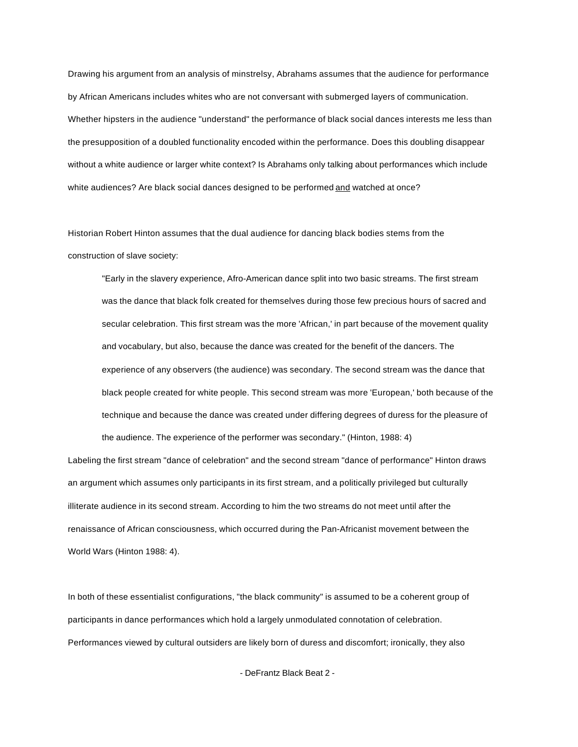Drawing his argument from an analysis of minstrelsy, Abrahams assumes that the audience for performance by African Americans includes whites who are not conversant with submerged layers of communication. Whether hipsters in the audience "understand" the performance of black social dances interests me less than the presupposition of a doubled functionality encoded within the performance. Does this doubling disappear without a white audience or larger white context? Is Abrahams only talking about performances which include white audiences? Are black social dances designed to be performed <u>and</u> watched at once?

Historian Robert Hinton assumes that the dual audience for dancing black bodies stems from the construction of slave society:

> "Early in the slavery experience, Afro-American dance split into two basic streams. The first stream was the dance that black folk created for themselves during those few precious hours of sacred and secular celebration. This first stream was the more 'African,' in part because of the movement quality and vocabulary, but also, because the dance was created for the benefit of the dancers. The experience of any observers (the audience) was secondary. The second stream was the dance that black people created for white people. This second stream was more 'European,' both because of the technique and because the dance was created under differing degrees of duress for the pleasure of the audience. The experience of the performer was secondary." (Hinton, 1988: 4)

Labeling the first stream "dance of celebration" and the second stream "dance of performance" Hinton draws an argument which assumes only participants in its first stream, and a politically privileged but culturally illiterate audience in its second stream. According to him the two streams do not meet until after the renaissance of African consciousness, which occurred during the Pan-Africanist movement between the World Wars (Hinton 1988: 4).

In both of these essentialist configurations, "the black community" is assumed to be a coherent group of participants in dance performances which hold a largely unmodulated connotation of celebration. Performances viewed by cultural outsiders are likely born of duress and discomfort; ironically, they also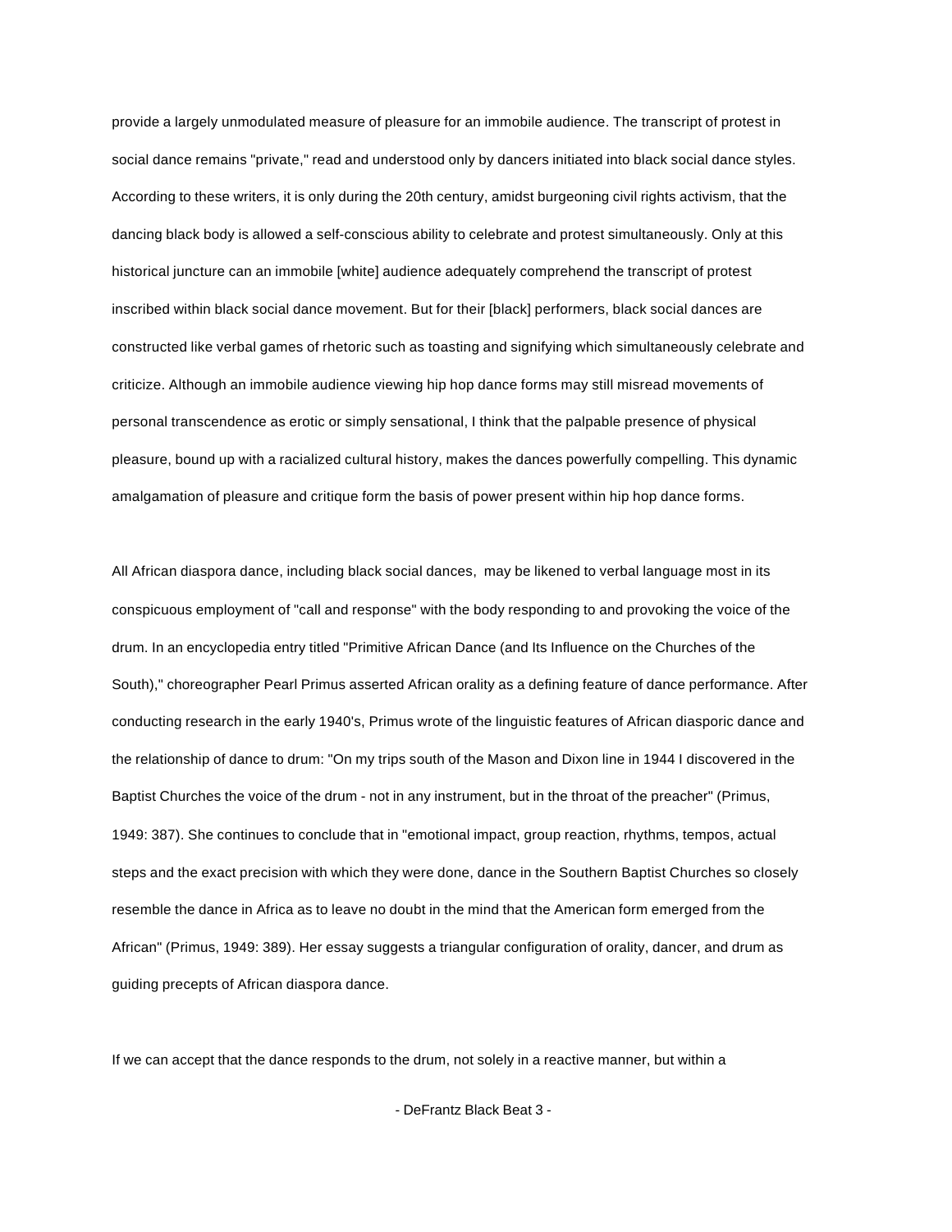provide a largely unmodulated measure of pleasure for an immobile audience. The transcript of protest in social dance remains "private," read and understood only by dancers initiated into black social dance styles. According to these writers, it is only during the 20th century, amidst burgeoning civil rights activism, that the dancing black body is allowed a self-conscious ability to celebrate and protest simultaneously. Only at this historical juncture can an immobile [white] audience adequately comprehend the transcript of protest inscribed within black social dance movement. But for their [black] performers, black social dances are constructed like verbal games of rhetoric such as toasting and signifying which simultaneously celebrate and criticize. Although an immobile audience viewing hip hop dance forms may still misread movements of personal transcendence as erotic or simply sensational, I think that the palpable presence of physical pleasure, bound up with a racialized cultural history, makes the dances powerfully compelling. This dynamic amalgamation of pleasure and critique form the basis of power present within hip hop dance forms.

All African diaspora dance, including black social dances, may be likened to verbal language most in its conspicuous employment of "call and response" with the body responding to and provoking the voice of the drum. In an encyclopedia entry titled "Primitive African Dance (and Its Influence on the Churches of the South)," choreographer Pearl Primus asserted African orality as a defining feature of dance performance. After conducting research in the early 1940's, Primus wrote of the linguistic features of African diasporic dance and the relationship of dance to drum: "On my trips south of the Mason and Dixon line in 1944 I discovered in the Baptist Churches the voice of the drum - not in any instrument, but in the throat of the preacher" (Primus, 1949: 387). She continues to conclude that in "emotional impact, group reaction, rhythms, tempos, actual steps and the exact precision with which they were done, dance in the Southern Baptist Churches so closely resemble the dance in Africa as to leave no doubt in the mind that the American form emerged from the African" (Primus, 1949: 389). Her essay suggests a triangular configuration of orality, dancer, and drum as guiding precepts of African diaspora dance.

If we can accept that the dance responds to the drum, not solely in a reactive manner, but within a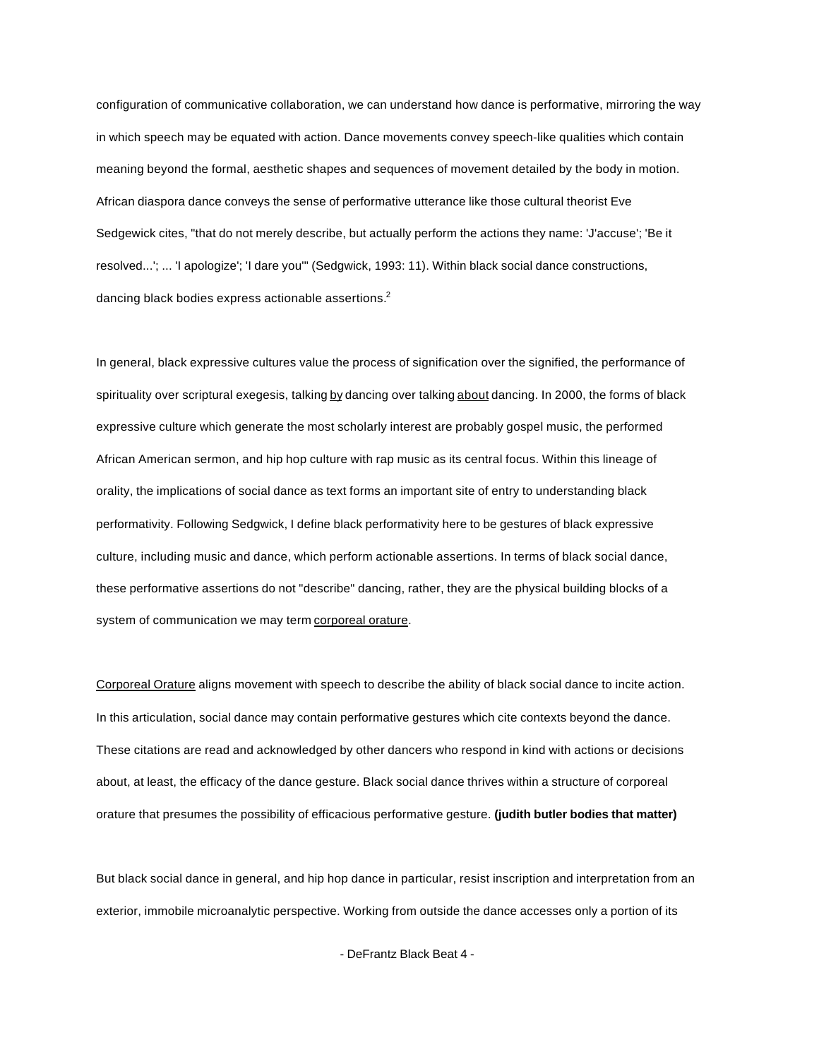configuration of communicative collaboration, we can understand how dance is performative, mirroring the way in which speech may be equated with action. Dance movements convey speech-like qualities which contain meaning beyond the formal, aesthetic shapes and sequences of movement detailed by the body in motion. African diaspora dance conveys the sense of performative utterance like those cultural theorist Eve Sedgewick cites, "that do not merely describe, but actually perform the actions they name: 'J'accuse'; 'Be it resolved...'; ... 'I apologize'; 'I dare you'" (Sedgwick, 1993: 11). Within black social dance constructions, dancing black bodies express actionable assertions.[2]

In general, black expressive cultures value the process of signification over the signified, the performance of spirituality over scriptural exegesis, talking <u>by</u> dancing over talking <u>about</u> dancing. In 2000, the forms of black expressive culture which generate the most scholarly interest are probably gospel music, the performed African American sermon, and hip hop culture with rap music as its central focus. Within this lineage of orality, the implications of social dance as text forms an important site of entry to understanding black performativity. Following Sedgwick, I define black performativity here to be gestures of black expressive culture, including music and dance, which perform actionable assertions. In terms of black social dance, these performative assertions do not "describe" dancing, rather, they are the physical building blocks of a system of communication we may term <u>corporeal orature</u>.

<u>Corporeal Orature</u> aligns movement with speech to describe the ability of black social dance to incite action. In this articulation, social dance may contain performative gestures which cite contexts beyond the dance. These citations are read and acknowledged by other dancers who respond in kind with actions or decisions about, at least, the efficacy of the dance gesture. Black social dance thrives within a structure of corporeal orature that presumes the possibility of efficacious performative gesture. **(judith butler bodies that matter)**

But black social dance in general, and hip hop dance in particular, resist inscription and interpretation from an exterior, immobile microanalytic perspective. Working from outside the dance accesses only a portion of its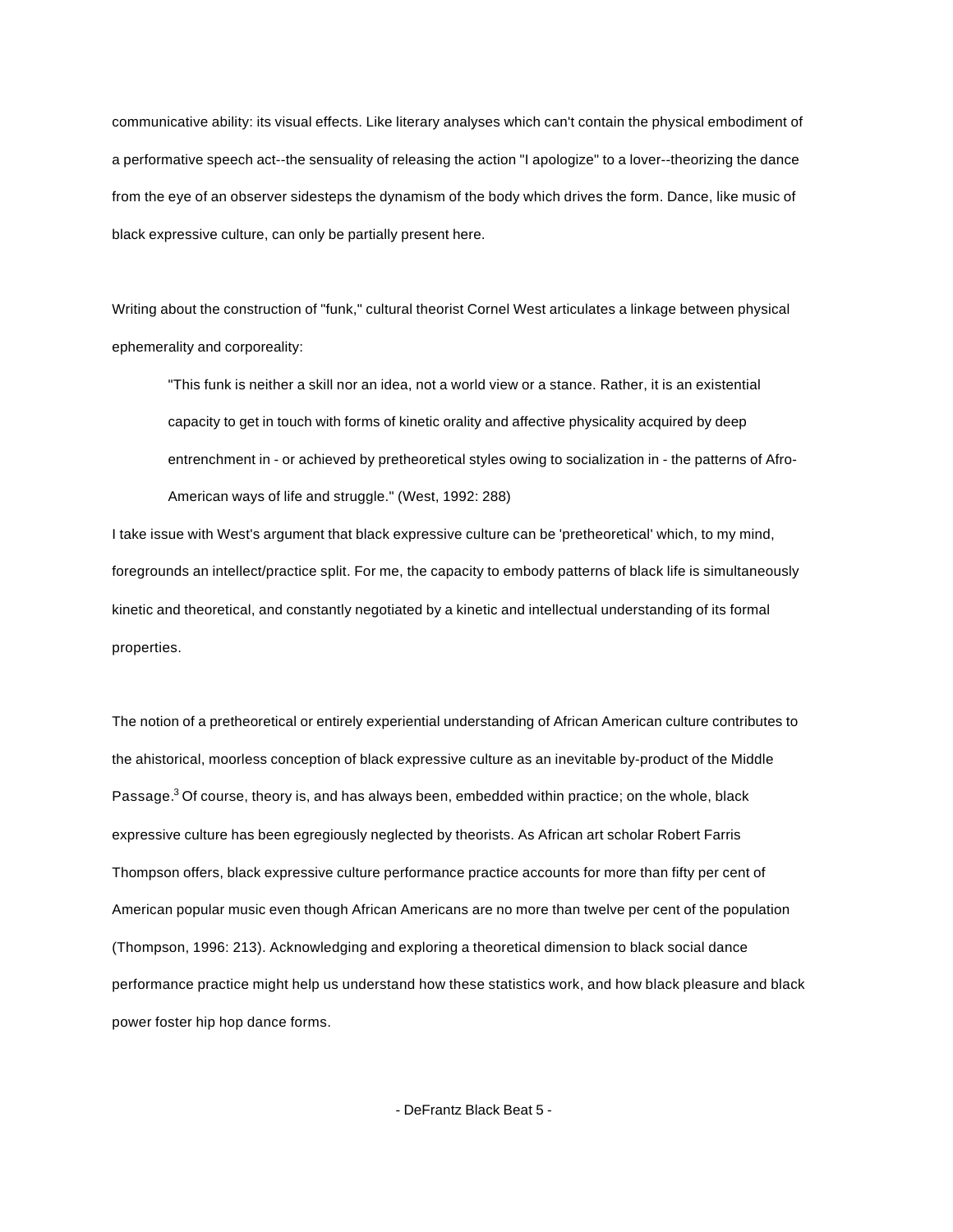communicative ability: its visual effects. Like literary analyses which can't contain the physical embodiment of a performative speech act--the sensuality of releasing the action "I apologize" to a lover--theorizing the dance from the eye of an observer sidesteps the dynamism of the body which drives the form. Dance, like music of black expressive culture, can only be partially present here.

Writing about the construction of "funk," cultural theorist Cornel West articulates a linkage between physical ephemerality and corporeality:

> "This funk is neither a skill nor an idea, not a world view or a stance. Rather, it is an existential capacity to get in touch with forms of kinetic orality and affective physicality acquired by deep entrenchment in - or achieved by pretheoretical styles owing to socialization in - the patterns of Afro-American ways of life and struggle." (West, 1992: 288)

I take issue with West's argument that black expressive culture can be 'pretheoretical' which, to my mind, foregrounds an intellect/practice split. For me, the capacity to embody patterns of black life is simultaneously kinetic and theoretical, and constantly negotiated by a kinetic and intellectual understanding of its formal properties.

The notion of a pretheoretical or entirely experiential understanding of African American culture contributes to the ahistorical, moorless conception of black expressive culture as an inevitable by-product of the Middle Passage.[3] Of course, theory is, and has always been, embedded within practice; on the whole, black expressive culture has been egregiously neglected by theorists. As African art scholar Robert Farris Thompson offers, black expressive culture performance practice accounts for more than fifty per cent of American popular music even though African Americans are no more than twelve per cent of the population (Thompson, 1996: 213). Acknowledging and exploring a theoretical dimension to black social dance performance practice might help us understand how these statistics work, and how black pleasure and black power foster hip hop dance forms.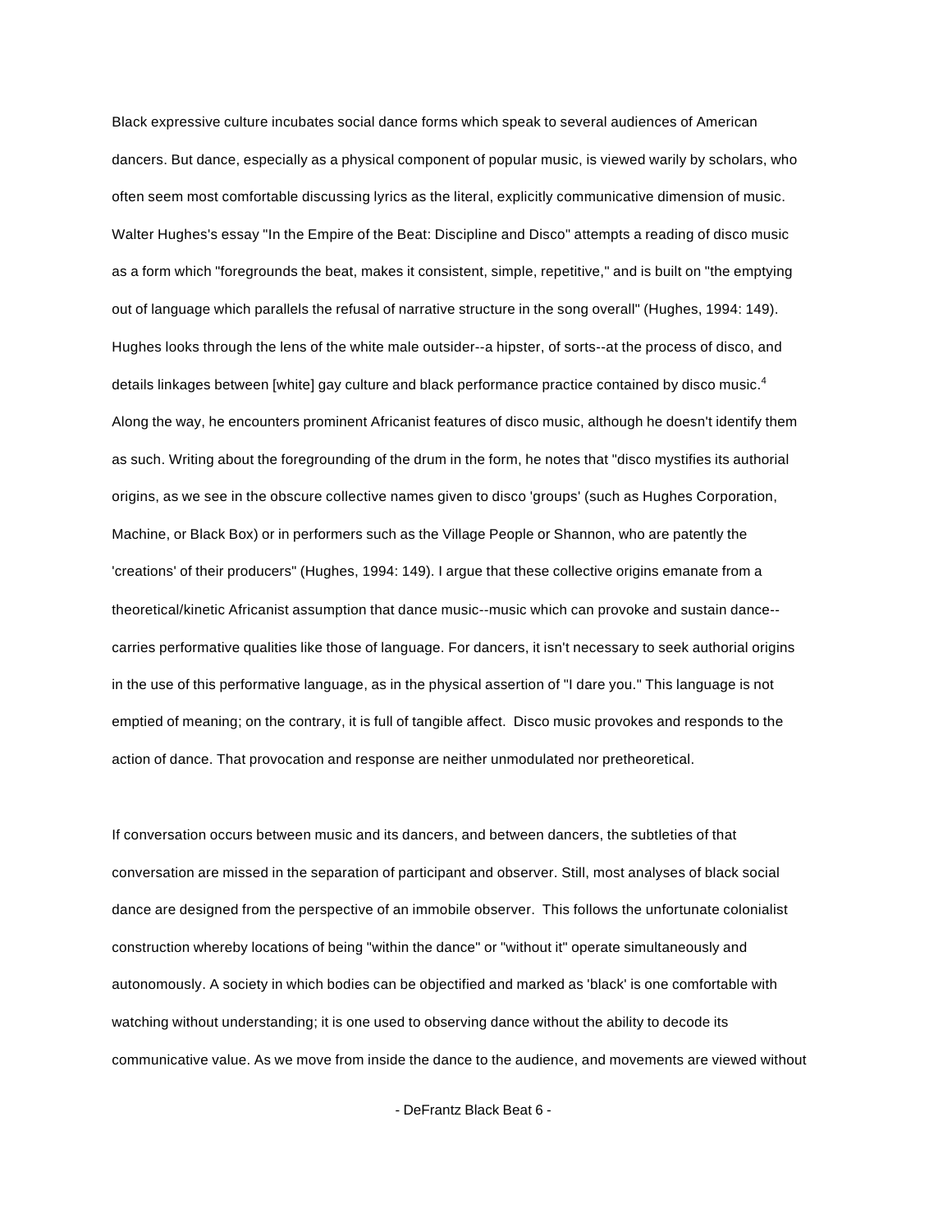Black expressive culture incubates social dance forms which speak to several audiences of American dancers. But dance, especially as a physical component of popular music, is viewed warily by scholars, who often seem most comfortable discussing lyrics as the literal, explicitly communicative dimension of music. Walter Hughes's essay "In the Empire of the Beat: Discipline and Disco" attempts a reading of disco music as a form which "foregrounds the beat, makes it consistent, simple, repetitive," and is built on "the emptying out of language which parallels the refusal of narrative structure in the song overall" (Hughes, 1994: 149). Hughes looks through the lens of the white male outsider--a hipster, of sorts--at the process of disco, and details linkages between [white] gay culture and black performance practice contained by disco music.[4] Along the way, he encounters prominent Africanist features of disco music, although he doesn't identify them as such. Writing about the foregrounding of the drum in the form, he notes that "disco mystifies its authorial origins, as we see in the obscure collective names given to disco 'groups' (such as Hughes Corporation, Machine, or Black Box) or in performers such as the Village People or Shannon, who are patently the 'creations' of their producers" (Hughes, 1994: 149). I argue that these collective origins emanate from a theoretical/kinetic Africanist assumption that dance music--music which can provoke and sustain dance--carries performative qualities like those of language. For dancers, it isn't necessary to seek authorial origins in the use of this performative language, as in the physical assertion of "I dare you." This language is not emptied of meaning; on the contrary, it is full of tangible affect. Disco music provokes and responds to the action of dance. That provocation and response are neither unmodulated nor pretheoretical.

If conversation occurs between music and its dancers, and between dancers, the subtleties of that conversation are missed in the separation of participant and observer. Still, most analyses of black social dance are designed from the perspective of an immobile observer. This follows the unfortunate colonialist construction whereby locations of being "within the dance" or "without it" operate simultaneously and autonomously. A society in which bodies can be objectified and marked as 'black' is one comfortable with watching without understanding; it is one used to observing dance without the ability to decode its communicative value. As we move from inside the dance to the audience, and movements are viewed without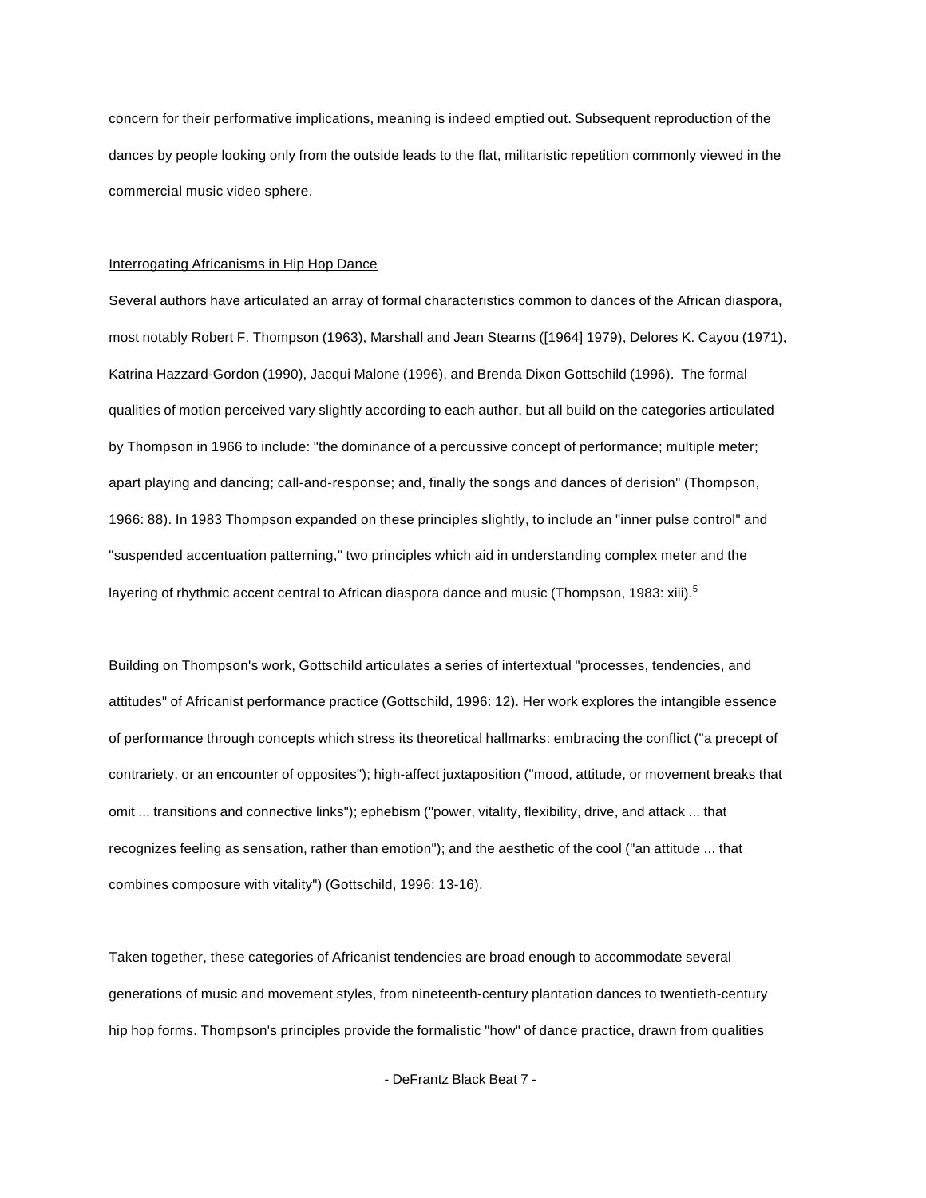concern for their performative implications, meaning is indeed emptied out. Subsequent reproduction of the dances by people looking only from the outside leads to the flat, militaristic repetition commonly viewed in the commercial music video sphere.

## Interrogating Africanisms in Hip Hop Dance

Several authors have articulated an array of formal characteristics common to dances of the African diaspora, most notably Robert F. Thompson (1963), Marshall and Jean Stearns ([1964] 1979), Delores K. Cayou (1971), Katrina Hazzard-Gordon (1990), Jacqui Malone (1996), and Brenda Dixon Gottschild (1996). The formal qualities of motion perceived vary slightly according to each author, but all build on the categories articulated by Thompson in 1966 to include: "the dominance of a percussive concept of performance; multiple meter; apart playing and dancing; call-and-response; and, finally the songs and dances of derision" (Thompson, 1966: 88). In 1983 Thompson expanded on these principles slightly, to include an "inner pulse control" and "suspended accentuation patterning," two principles which aid in understanding complex meter and the layering of rhythmic accent central to African diaspora dance and music (Thompson, 1983: xiii).[5]

Building on Thompson's work, Gottschild articulates a series of intertextual "processes, tendencies, and attitudes" of Africanist performance practice (Gottschild, 1996: 12). Her work explores the intangible essence of performance through concepts which stress its theoretical hallmarks: embracing the conflict ("a precept of contrariety, or an encounter of opposites"); high-affect juxtaposition ("mood, attitude, or movement breaks that omit ... transitions and connective links"); ephebism ("power, vitality, flexibility, drive, and attack ... that recognizes feeling as sensation, rather than emotion"); and the aesthetic of the cool ("an attitude ... that combines composure with vitality") (Gottschild, 1996: 13-16).

Taken together, these categories of Africanist tendencies are broad enough to accommodate several generations of music and movement styles, from nineteenth-century plantation dances to twentieth-century hip hop forms. Thompson's principles provide the formalistic "how" of dance practice, drawn from qualities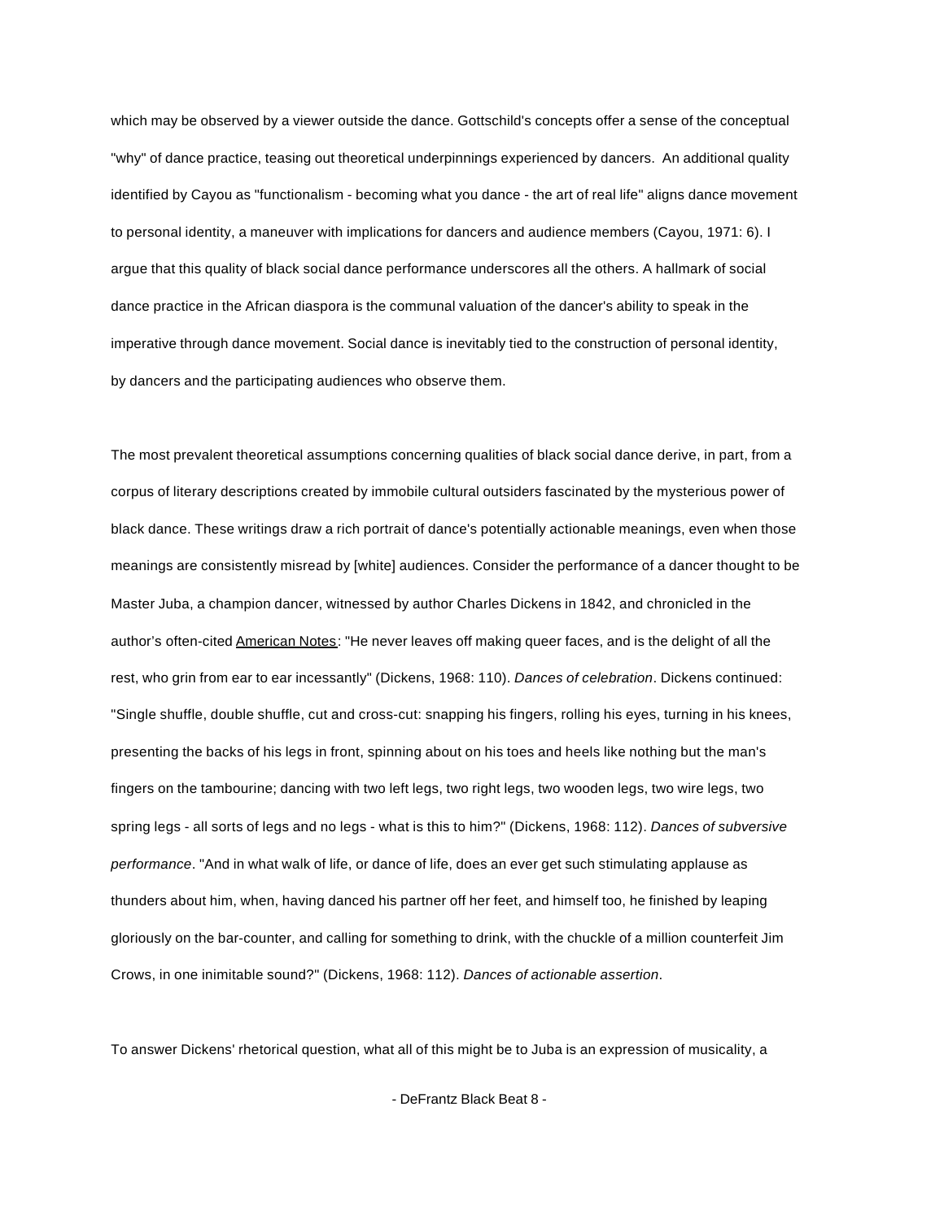which may be observed by a viewer outside the dance. Gottschild's concepts offer a sense of the conceptual "why" of dance practice, teasing out theoretical underpinnings experienced by dancers. An additional quality identified by Cayou as "functionalism - becoming what you dance - the art of real life" aligns dance movement to personal identity, a maneuver with implications for dancers and audience members (Cayou, 1971: 6). I argue that this quality of black social dance performance underscores all the others. A hallmark of social dance practice in the African diaspora is the communal valuation of the dancer's ability to speak in the imperative through dance movement. Social dance is inevitably tied to the construction of personal identity, by dancers and the participating audiences who observe them.

The most prevalent theoretical assumptions concerning qualities of black social dance derive, in part, from a corpus of literary descriptions created by immobile cultural outsiders fascinated by the mysterious power of black dance. These writings draw a rich portrait of dance's potentially actionable meanings, even when those meanings are consistently misread by [white] audiences. Consider the performance of a dancer thought to be Master Juba, a champion dancer, witnessed by author Charles Dickens in 1842, and chronicled in the author's often-cited <u>American Notes</u>: "He never leaves off making queer faces, and is the delight of all the rest, who grin from ear to ear incessantly" (Dickens, 1968: 110). *Dances of celebration*. Dickens continued: "Single shuffle, double shuffle, cut and cross-cut: snapping his fingers, rolling his eyes, turning in his knees, presenting the backs of his legs in front, spinning about on his toes and heels like nothing but the man's fingers on the tambourine; dancing with two left legs, two right legs, two wooden legs, two wire legs, two spring legs - all sorts of legs and no legs - what is this to him?" (Dickens, 1968: 112). *Dances of subversive performance*. "And in what walk of life, or dance of life, does an ever get such stimulating applause as thunders about him, when, having danced his partner off her feet, and himself too, he finished by leaping gloriously on the bar-counter, and calling for something to drink, with the chuckle of a million counterfeit Jim Crows, in one inimitable sound?" (Dickens, 1968: 112). *Dances of actionable assertion*.

To answer Dickens' rhetorical question, what all of this might be to Juba is an expression of musicality, a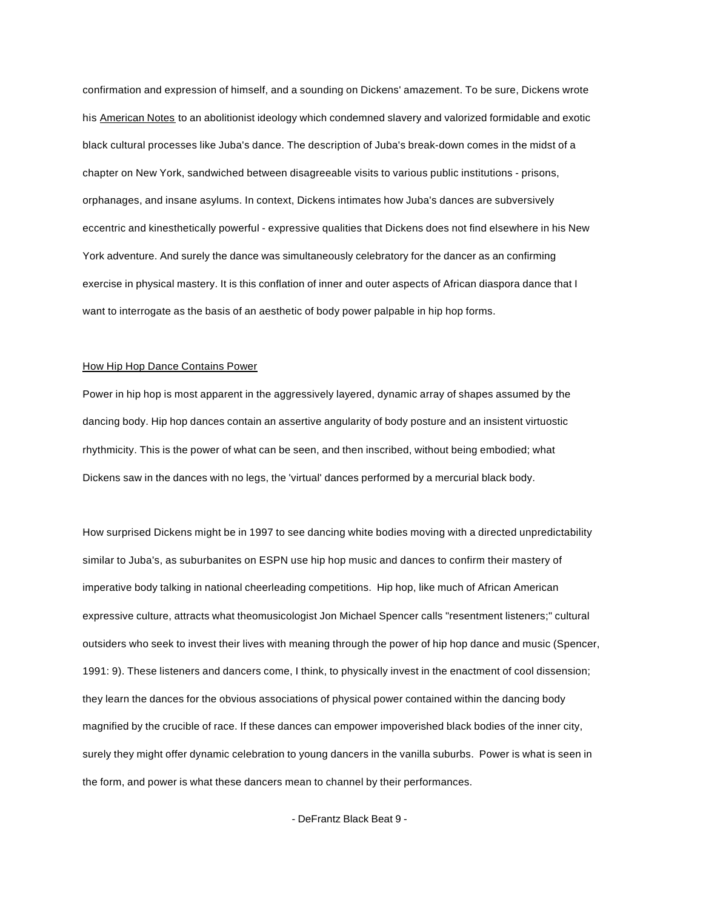confirmation and expression of himself, and a sounding on Dickens' amazement. To be sure, Dickens wrote his American Notes to an abolitionist ideology which condemned slavery and valorized formidable and exotic black cultural processes like Juba's dance. The description of Juba's break-down comes in the midst of a chapter on New York, sandwiched between disagreeable visits to various public institutions - prisons, orphanages, and insane asylums. In context, Dickens intimates how Juba's dances are subversively eccentric and kinesthetically powerful - expressive qualities that Dickens does not find elsewhere in his New York adventure. And surely the dance was simultaneously celebratory for the dancer as an confirming exercise in physical mastery. It is this conflation of inner and outer aspects of African diaspora dance that I want to interrogate as the basis of an aesthetic of body power palpable in hip hop forms.

## How Hip Hop Dance Contains Power

Power in hip hop is most apparent in the aggressively layered, dynamic array of shapes assumed by the dancing body. Hip hop dances contain an assertive angularity of body posture and an insistent virtuostic rhythmicity. This is the power of what can be seen, and then inscribed, without being embodied; what Dickens saw in the dances with no legs, the 'virtual' dances performed by a mercurial black body.

How surprised Dickens might be in 1997 to see dancing white bodies moving with a directed unpredictability similar to Juba's, as suburbanites on ESPN use hip hop music and dances to confirm their mastery of imperative body talking in national cheerleading competitions. Hip hop, like much of African American expressive culture, attracts what theomusicologist Jon Michael Spencer calls "resentment listeners;" cultural outsiders who seek to invest their lives with meaning through the power of hip hop dance and music (Spencer, 1991: 9). These listeners and dancers come, I think, to physically invest in the enactment of cool dissension; they learn the dances for the obvious associations of physical power contained within the dancing body magnified by the crucible of race. If these dances can empower impoverished black bodies of the inner city, surely they might offer dynamic celebration to young dancers in the vanilla suburbs. Power is what is seen in the form, and power is what these dancers mean to channel by their performances.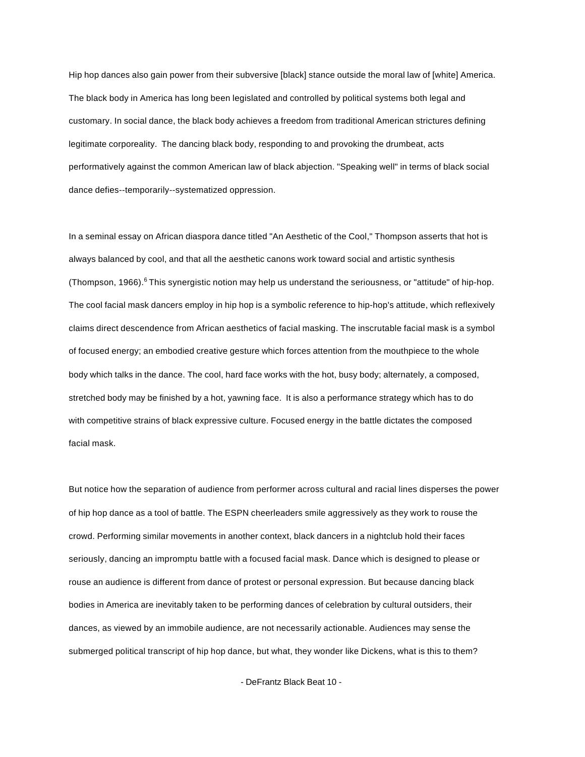Hip hop dances also gain power from their subversive [black] stance outside the moral law of [white] America. The black body in America has long been legislated and controlled by political systems both legal and customary. In social dance, the black body achieves a freedom from traditional American strictures defining legitimate corporeality. The dancing black body, responding to and provoking the drumbeat, acts performatively against the common American law of black abjection. "Speaking well" in terms of black social dance defies--temporarily--systematized oppression.

In a seminal essay on African diaspora dance titled "An Aesthetic of the Cool," Thompson asserts that hot is always balanced by cool, and that all the aesthetic canons work toward social and artistic synthesis (Thompson, 1966).[6] This synergistic notion may help us understand the seriousness, or "attitude" of hip-hop. The cool facial mask dancers employ in hip hop is a symbolic reference to hip-hop's attitude, which reflexively claims direct descendence from African aesthetics of facial masking. The inscrutable facial mask is a symbol of focused energy; an embodied creative gesture which forces attention from the mouthpiece to the whole body which talks in the dance. The cool, hard face works with the hot, busy body; alternately, a composed, stretched body may be finished by a hot, yawning face. It is also a performance strategy which has to do with competitive strains of black expressive culture. Focused energy in the battle dictates the composed facial mask.

But notice how the separation of audience from performer across cultural and racial lines disperses the power of hip hop dance as a tool of battle. The ESPN cheerleaders smile aggressively as they work to rouse the crowd. Performing similar movements in another context, black dancers in a nightclub hold their faces seriously, dancing an impromptu battle with a focused facial mask. Dance which is designed to please or rouse an audience is different from dance of protest or personal expression. But because dancing black bodies in America are inevitably taken to be performing dances of celebration by cultural outsiders, their dances, as viewed by an immobile audience, are not necessarily actionable. Audiences may sense the submerged political transcript of hip hop dance, but what, they wonder like Dickens, what is this to them?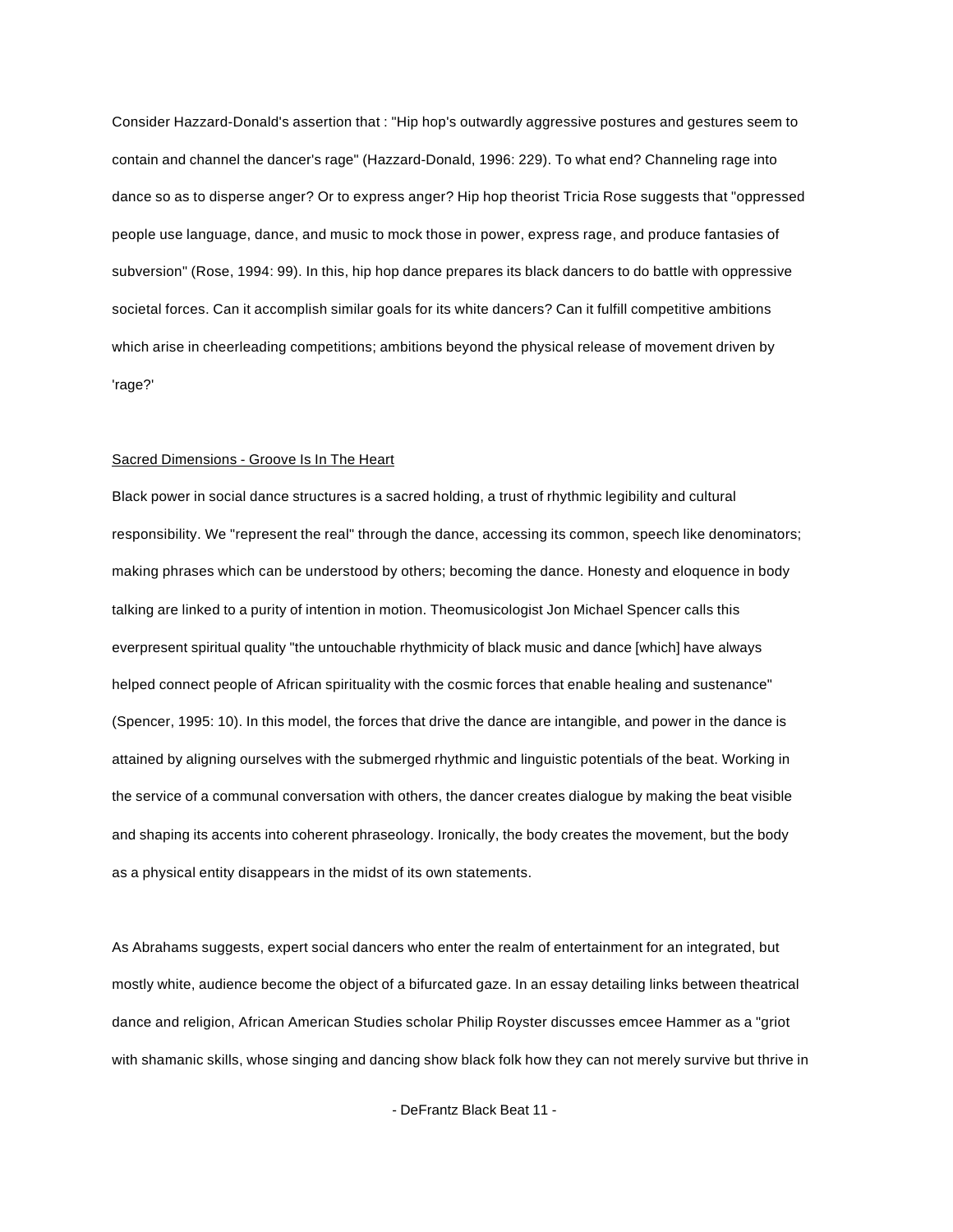Consider Hazzard-Donald's assertion that : "Hip hop's outwardly aggressive postures and gestures seem to contain and channel the dancer's rage" (Hazzard-Donald, 1996: 229). To what end? Channeling rage into dance so as to disperse anger? Or to express anger? Hip hop theorist Tricia Rose suggests that "oppressed people use language, dance, and music to mock those in power, express rage, and produce fantasies of subversion" (Rose, 1994: 99). In this, hip hop dance prepares its black dancers to do battle with oppressive societal forces. Can it accomplish similar goals for its white dancers? Can it fulfill competitive ambitions which arise in cheerleading competitions; ambitions beyond the physical release of movement driven by 'rage?'

<u>Sacred Dimensions - Groove Is In The Heart</u>

Black power in social dance structures is a sacred holding, a trust of rhythmic legibility and cultural responsibility. We "represent the real" through the dance, accessing its common, speech like denominators; making phrases which can be understood by others; becoming the dance. Honesty and eloquence in body talking are linked to a purity of intention in motion. Theomusicologist Jon Michael Spencer calls this everpresent spiritual quality "the untouchable rhythmicity of black music and dance [which] have always helped connect people of African spirituality with the cosmic forces that enable healing and sustenance" (Spencer, 1995: 10). In this model, the forces that drive the dance are intangible, and power in the dance is attained by aligning ourselves with the submerged rhythmic and linguistic potentials of the beat. Working in the service of a communal conversation with others, the dancer creates dialogue by making the beat visible and shaping its accents into coherent phraseology. Ironically, the body creates the movement, but the body as a physical entity disappears in the midst of its own statements.

As Abrahams suggests, expert social dancers who enter the realm of entertainment for an integrated, but mostly white, audience become the object of a bifurcated gaze. In an essay detailing links between theatrical dance and religion, African American Studies scholar Philip Royster discusses emcee Hammer as a "griot with shamanic skills, whose singing and dancing show black folk how they can not merely survive but thrive in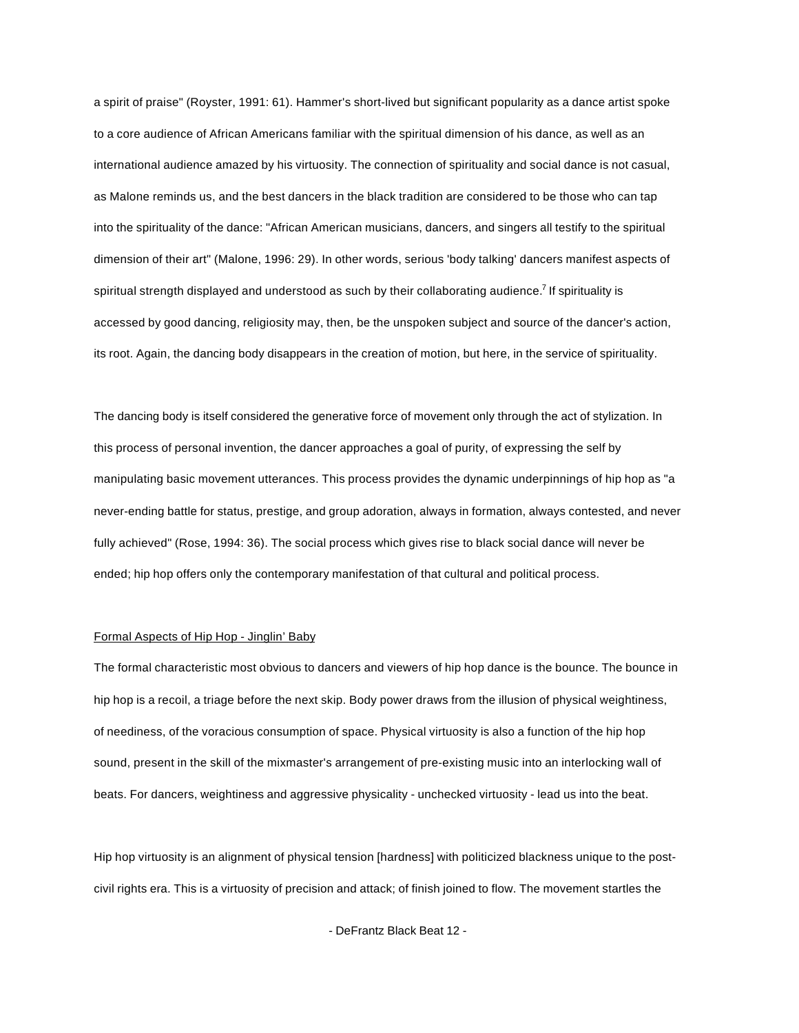a spirit of praise" (Royster, 1991: 61). Hammer's short-lived but significant popularity as a dance artist spoke to a core audience of African Americans familiar with the spiritual dimension of his dance, as well as an international audience amazed by his virtuosity. The connection of spirituality and social dance is not casual, as Malone reminds us, and the best dancers in the black tradition are considered to be those who can tap into the spirituality of the dance: "African American musicians, dancers, and singers all testify to the spiritual dimension of their art" (Malone, 1996: 29). In other words, serious 'body talking' dancers manifest aspects of spiritual strength displayed and understood as such by their collaborating audience.[7] If spirituality is accessed by good dancing, religiosity may, then, be the unspoken subject and source of the dancer's action, its root. Again, the dancing body disappears in the creation of motion, but here, in the service of spirituality.

The dancing body is itself considered the generative force of movement only through the act of stylization. In this process of personal invention, the dancer approaches a goal of purity, of expressing the self by manipulating basic movement utterances. This process provides the dynamic underpinnings of hip hop as "a never-ending battle for status, prestige, and group adoration, always in formation, always contested, and never fully achieved" (Rose, 1994: 36). The social process which gives rise to black social dance will never be ended; hip hop offers only the contemporary manifestation of that cultural and political process.

## Formal Aspects of Hip Hop - Jinglin' Baby

The formal characteristic most obvious to dancers and viewers of hip hop dance is the bounce. The bounce in hip hop is a recoil, a triage before the next skip. Body power draws from the illusion of physical weightiness, of neediness, of the voracious consumption of space. Physical virtuosity is also a function of the hip hop sound, present in the skill of the mixmaster's arrangement of pre-existing music into an interlocking wall of beats. For dancers, weightiness and aggressive physicality - unchecked virtuosity - lead us into the beat.

Hip hop virtuosity is an alignment of physical tension [hardness] with politicized blackness unique to the post-civil rights era. This is a virtuosity of precision and attack; of finish joined to flow. The movement startles the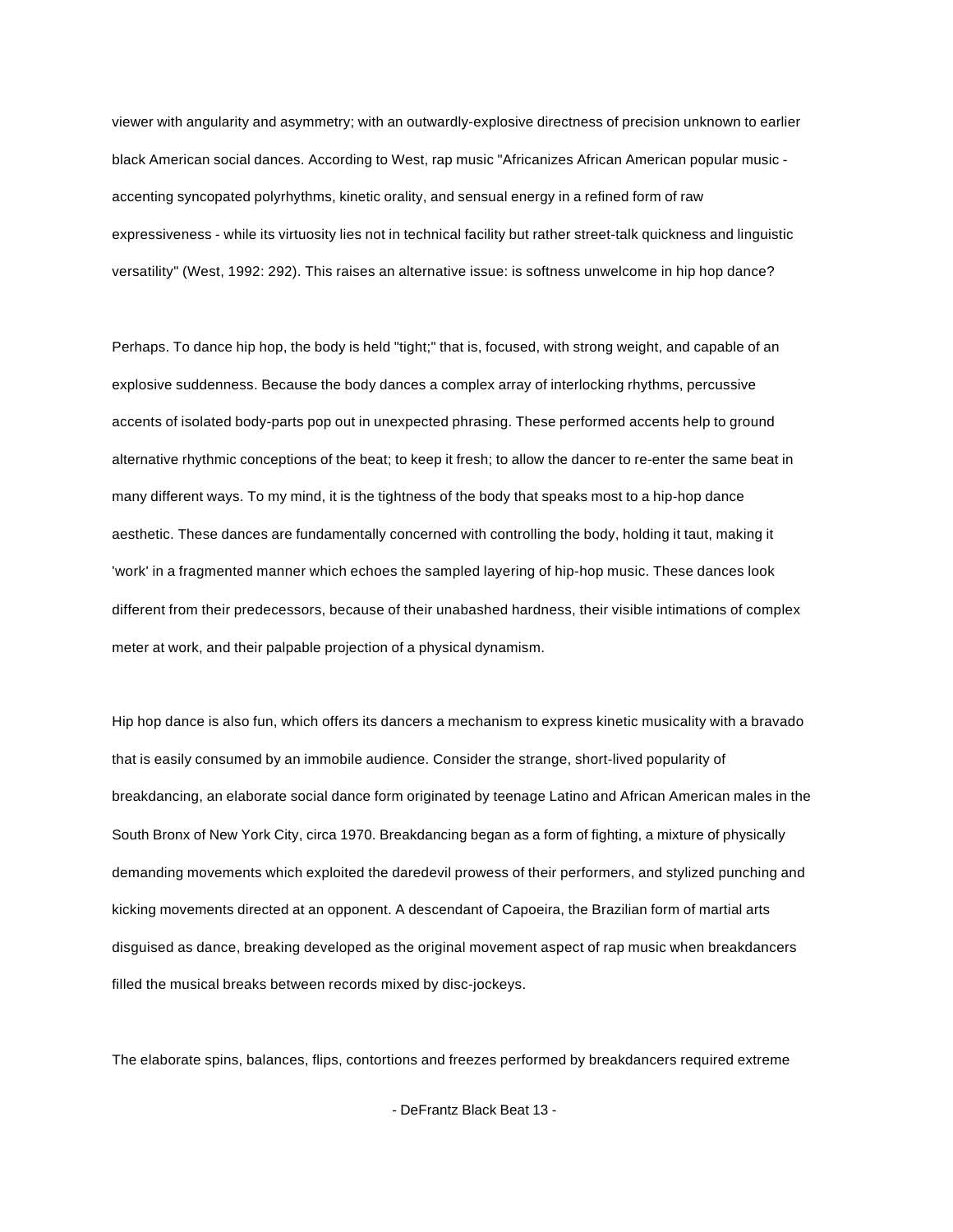viewer with angularity and asymmetry; with an outwardly-explosive directness of precision unknown to earlier black American social dances. According to West, rap music "Africanizes African American popular music - accenting syncopated polyrhythms, kinetic orality, and sensual energy in a refined form of raw expressiveness - while its virtuosity lies not in technical facility but rather street-talk quickness and linguistic versatility" (West, 1992: 292). This raises an alternative issue: is softness unwelcome in hip hop dance?

Perhaps. To dance hip hop, the body is held "tight;" that is, focused, with strong weight, and capable of an explosive suddenness. Because the body dances a complex array of interlocking rhythms, percussive accents of isolated body-parts pop out in unexpected phrasing. These performed accents help to ground alternative rhythmic conceptions of the beat; to keep it fresh; to allow the dancer to re-enter the same beat in many different ways. To my mind, it is the tightness of the body that speaks most to a hip-hop dance aesthetic. These dances are fundamentally concerned with controlling the body, holding it taut, making it 'work' in a fragmented manner which echoes the sampled layering of hip-hop music. These dances look different from their predecessors, because of their unabashed hardness, their visible intimations of complex meter at work, and their palpable projection of a physical dynamism.

Hip hop dance is also fun, which offers its dancers a mechanism to express kinetic musicality with a bravado that is easily consumed by an immobile audience. Consider the strange, short-lived popularity of breakdancing, an elaborate social dance form originated by teenage Latino and African American males in the South Bronx of New York City, circa 1970. Breakdancing began as a form of fighting, a mixture of physically demanding movements which exploited the daredevil prowess of their performers, and stylized punching and kicking movements directed at an opponent. A descendant of Capoeira, the Brazilian form of martial arts disguised as dance, breaking developed as the original movement aspect of rap music when breakdancers filled the musical breaks between records mixed by disc-jockeys.

The elaborate spins, balances, flips, contortions and freezes performed by breakdancers required extreme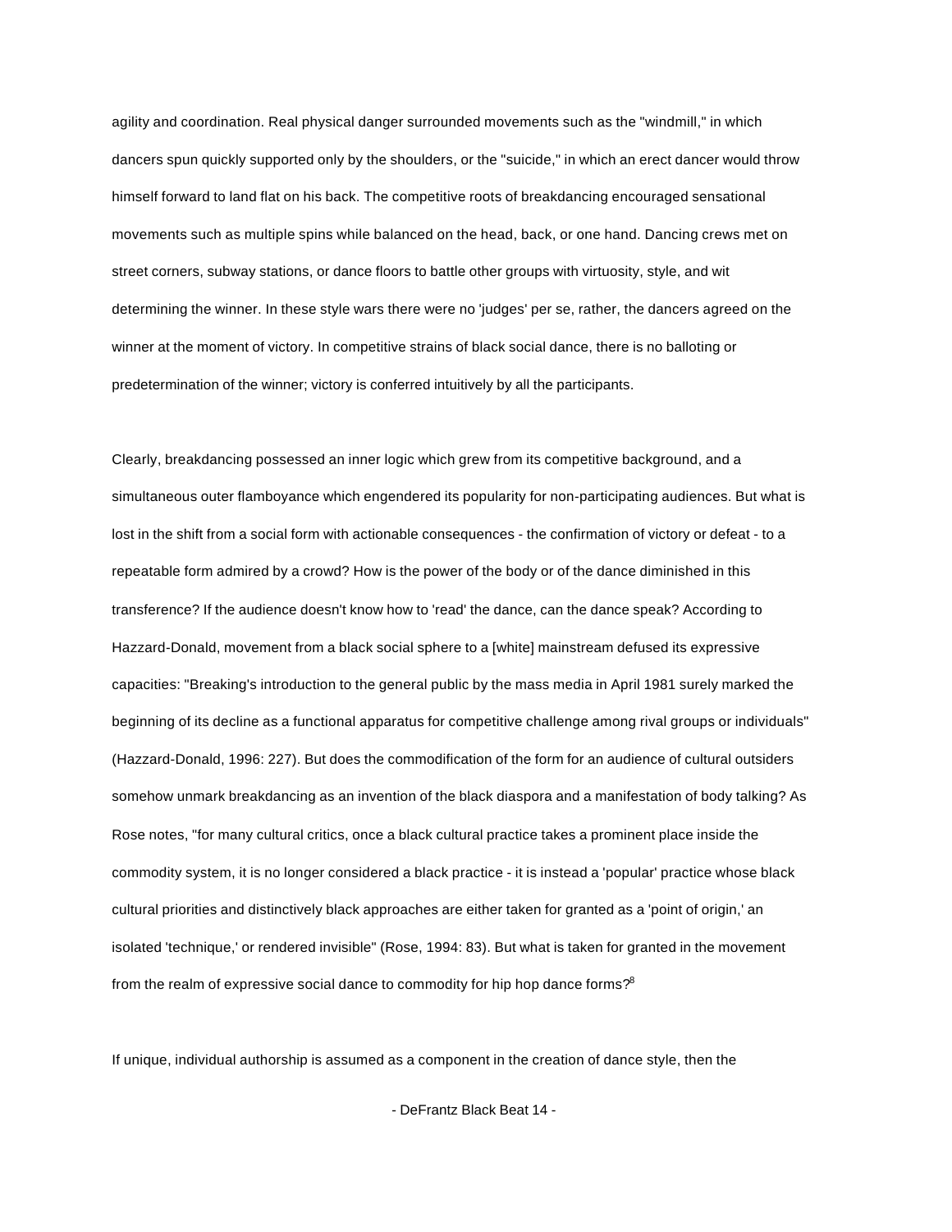agility and coordination. Real physical danger surrounded movements such as the "windmill," in which dancers spun quickly supported only by the shoulders, or the "suicide," in which an erect dancer would throw himself forward to land flat on his back. The competitive roots of breakdancing encouraged sensational movements such as multiple spins while balanced on the head, back, or one hand. Dancing crews met on street corners, subway stations, or dance floors to battle other groups with virtuosity, style, and wit determining the winner. In these style wars there were no 'judges' per se, rather, the dancers agreed on the winner at the moment of victory. In competitive strains of black social dance, there is no balloting or predetermination of the winner; victory is conferred intuitively by all the participants.

Clearly, breakdancing possessed an inner logic which grew from its competitive background, and a simultaneous outer flamboyance which engendered its popularity for non-participating audiences. But what is lost in the shift from a social form with actionable consequences - the confirmation of victory or defeat - to a repeatable form admired by a crowd? How is the power of the body or of the dance diminished in this transference? If the audience doesn't know how to 'read' the dance, can the dance speak? According to Hazzard-Donald, movement from a black social sphere to a [white] mainstream defused its expressive capacities: "Breaking's introduction to the general public by the mass media in April 1981 surely marked the beginning of its decline as a functional apparatus for competitive challenge among rival groups or individuals" (Hazzard-Donald, 1996: 227). But does the commodification of the form for an audience of cultural outsiders somehow unmark breakdancing as an invention of the black diaspora and a manifestation of body talking? As Rose notes, "for many cultural critics, once a black cultural practice takes a prominent place inside the commodity system, it is no longer considered a black practice - it is instead a 'popular' practice whose black cultural priorities and distinctively black approaches are either taken for granted as a 'point of origin,' an isolated 'technique,' or rendered invisible" (Rose, 1994: 83). But what is taken for granted in the movement from the realm of expressive social dance to commodity for hip hop dance forms?[8]

If unique, individual authorship is assumed as a component in the creation of dance style, then the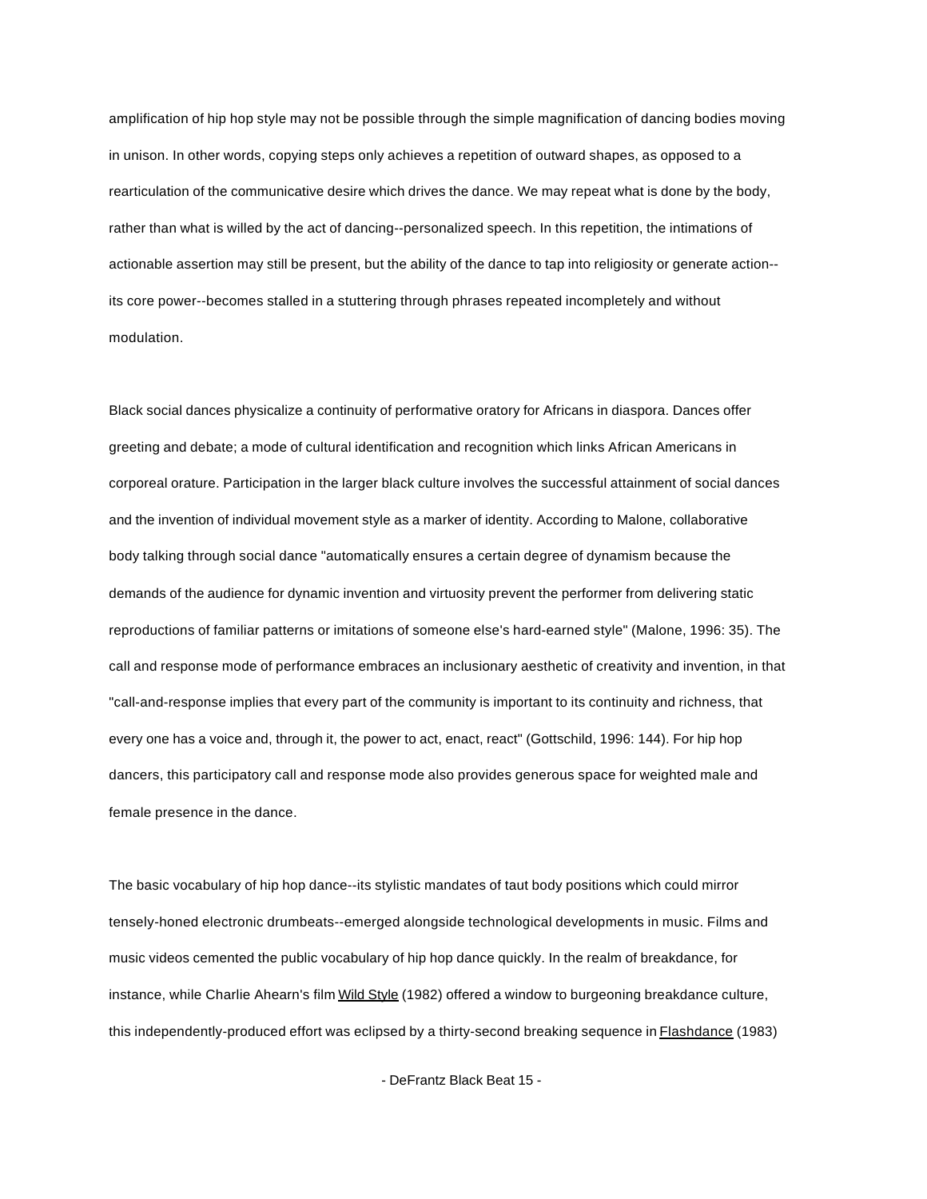amplification of hip hop style may not be possible through the simple magnification of dancing bodies moving in unison. In other words, copying steps only achieves a repetition of outward shapes, as opposed to a rearticulation of the communicative desire which drives the dance. We may repeat what is done by the body, rather than what is willed by the act of dancing--personalized speech. In this repetition, the intimations of actionable assertion may still be present, but the ability of the dance to tap into religiosity or generate action--its core power--becomes stalled in a stuttering through phrases repeated incompletely and without modulation.

Black social dances physicalize a continuity of performative oratory for Africans in diaspora. Dances offer greeting and debate; a mode of cultural identification and recognition which links African Americans in corporeal orature. Participation in the larger black culture involves the successful attainment of social dances and the invention of individual movement style as a marker of identity. According to Malone, collaborative body talking through social dance "automatically ensures a certain degree of dynamism because the demands of the audience for dynamic invention and virtuosity prevent the performer from delivering static reproductions of familiar patterns or imitations of someone else's hard-earned style" (Malone, 1996: 35). The call and response mode of performance embraces an inclusionary aesthetic of creativity and invention, in that "call-and-response implies that every part of the community is important to its continuity and richness, that every one has a voice and, through it, the power to act, enact, react" (Gottschild, 1996: 144). For hip hop dancers, this participatory call and response mode also provides generous space for weighted male and female presence in the dance.

The basic vocabulary of hip hop dance--its stylistic mandates of taut body positions which could mirror tensely-honed electronic drumbeats--emerged alongside technological developments in music. Films and music videos cemented the public vocabulary of hip hop dance quickly. In the realm of breakdance, for instance, while Charlie Ahearn's film <u>Wild Style</u> (1982) offered a window to burgeoning breakdance culture, this independently-produced effort was eclipsed by a thirty-second breaking sequence in <u>Flashdance</u> (1983)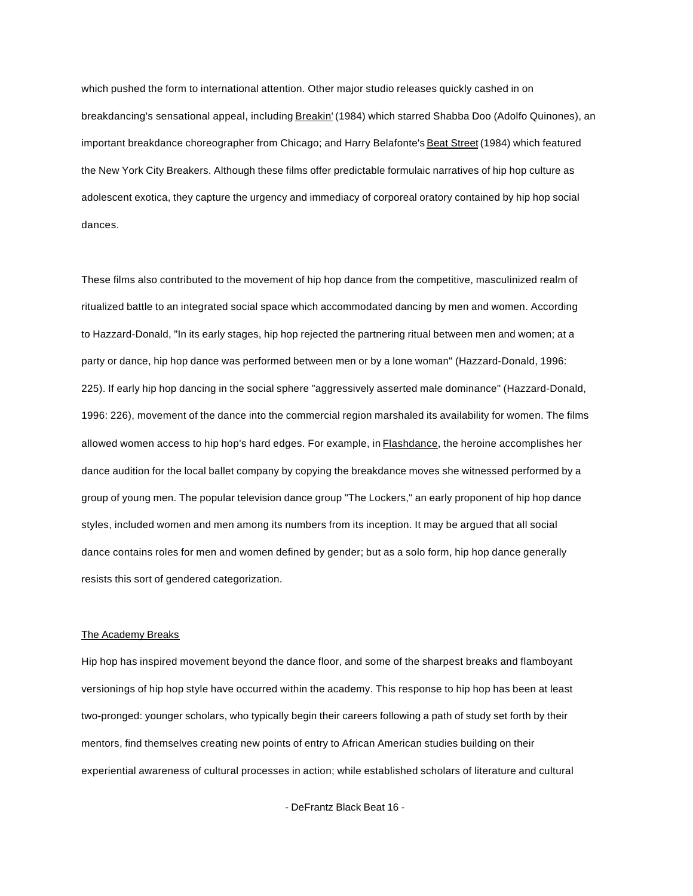which pushed the form to international attention. Other major studio releases quickly cashed in on breakdancing's sensational appeal, including Breakin' (1984) which starred Shabba Doo (Adolfo Quinones), an important breakdance choreographer from Chicago; and Harry Belafonte's Beat Street (1984) which featured the New York City Breakers. Although these films offer predictable formulaic narratives of hip hop culture as adolescent exotica, they capture the urgency and immediacy of corporeal oratory contained by hip hop social dances.

These films also contributed to the movement of hip hop dance from the competitive, masculinized realm of ritualized battle to an integrated social space which accommodated dancing by men and women. According to Hazzard-Donald, "In its early stages, hip hop rejected the partnering ritual between men and women; at a party or dance, hip hop dance was performed between men or by a lone woman" (Hazzard-Donald, 1996: 225). If early hip hop dancing in the social sphere "aggressively asserted male dominance" (Hazzard-Donald, 1996: 226), movement of the dance into the commercial region marshaled its availability for women. The films allowed women access to hip hop's hard edges. For example, in Flashdance, the heroine accomplishes her dance audition for the local ballet company by copying the breakdance moves she witnessed performed by a group of young men. The popular television dance group "The Lockers," an early proponent of hip hop dance styles, included women and men among its numbers from its inception. It may be argued that all social dance contains roles for men and women defined by gender; but as a solo form, hip hop dance generally resists this sort of gendered categorization.

## The Academy Breaks

Hip hop has inspired movement beyond the dance floor, and some of the sharpest breaks and flamboyant versionings of hip hop style have occurred within the academy. This response to hip hop has been at least two-pronged: younger scholars, who typically begin their careers following a path of study set forth by their mentors, find themselves creating new points of entry to African American studies building on their experiential awareness of cultural processes in action; while established scholars of literature and cultural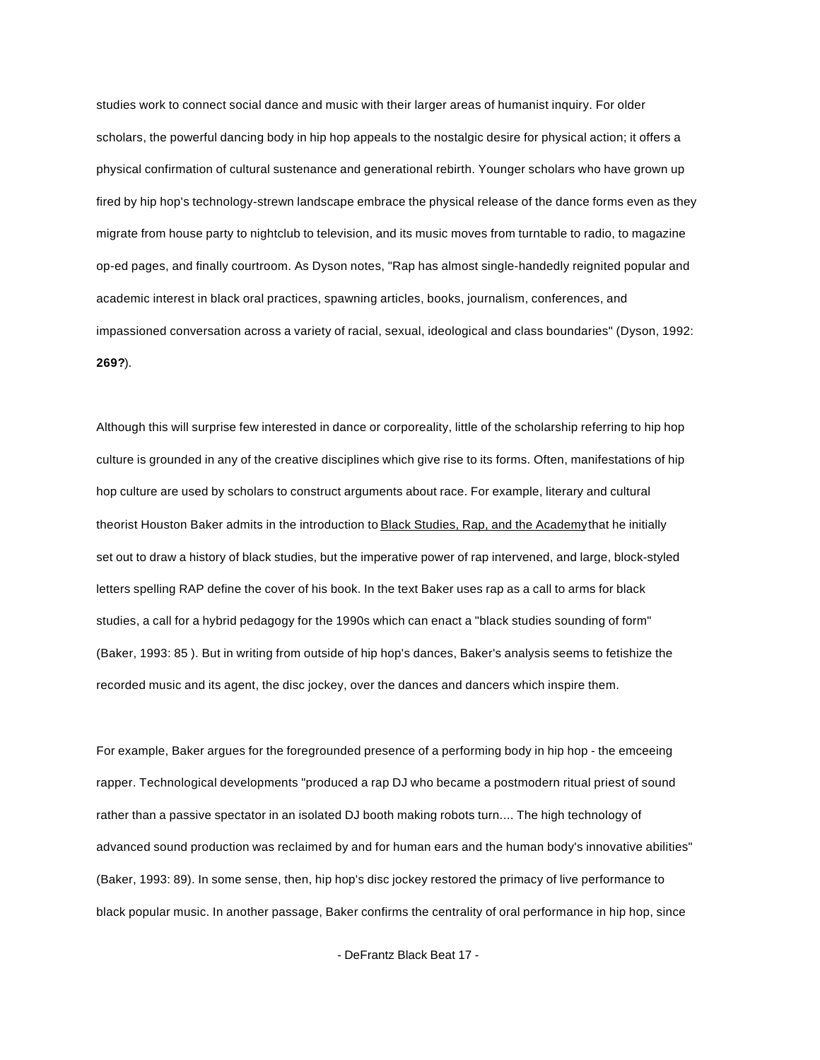studies work to connect social dance and music with their larger areas of humanist inquiry. For older scholars, the powerful dancing body in hip hop appeals to the nostalgic desire for physical action; it offers a physical confirmation of cultural sustenance and generational rebirth. Younger scholars who have grown up fired by hip hop's technology-strewn landscape embrace the physical release of the dance forms even as they migrate from house party to nightclub to television, and its music moves from turntable to radio, to magazine op-ed pages, and finally courtroom. As Dyson notes, "Rap has almost single-handedly reignited popular and academic interest in black oral practices, spawning articles, books, journalism, conferences, and impassioned conversation across a variety of racial, sexual, ideological and class boundaries" (Dyson, 1992: **269?**).

Although this will surprise few interested in dance or corporeality, little of the scholarship referring to hip hop culture is grounded in any of the creative disciplines which give rise to its forms. Often, manifestations of hip hop culture are used by scholars to construct arguments about race. For example, literary and cultural theorist Houston Baker admits in the introduction to <u>Black Studies, Rap, and the Academy</u> that he initially set out to draw a history of black studies, but the imperative power of rap intervened, and large, block-styled letters spelling RAP define the cover of his book. In the text Baker uses rap as a call to arms for black studies, a call for a hybrid pedagogy for the 1990s which can enact a "black studies sounding of form" (Baker, 1993: 85 ). But in writing from outside of hip hop's dances, Baker's analysis seems to fetishize the recorded music and its agent, the disc jockey, over the dances and dancers which inspire them.

For example, Baker argues for the foregrounded presence of a performing body in hip hop - the emceeing rapper. Technological developments "produced a rap DJ who became a postmodern ritual priest of sound rather than a passive spectator in an isolated DJ booth making robots turn.... The high technology of advanced sound production was reclaimed by and for human ears and the human body's innovative abilities" (Baker, 1993: 89). In some sense, then, hip hop's disc jockey restored the primacy of live performance to black popular music. In another passage, Baker confirms the centrality of oral performance in hip hop, since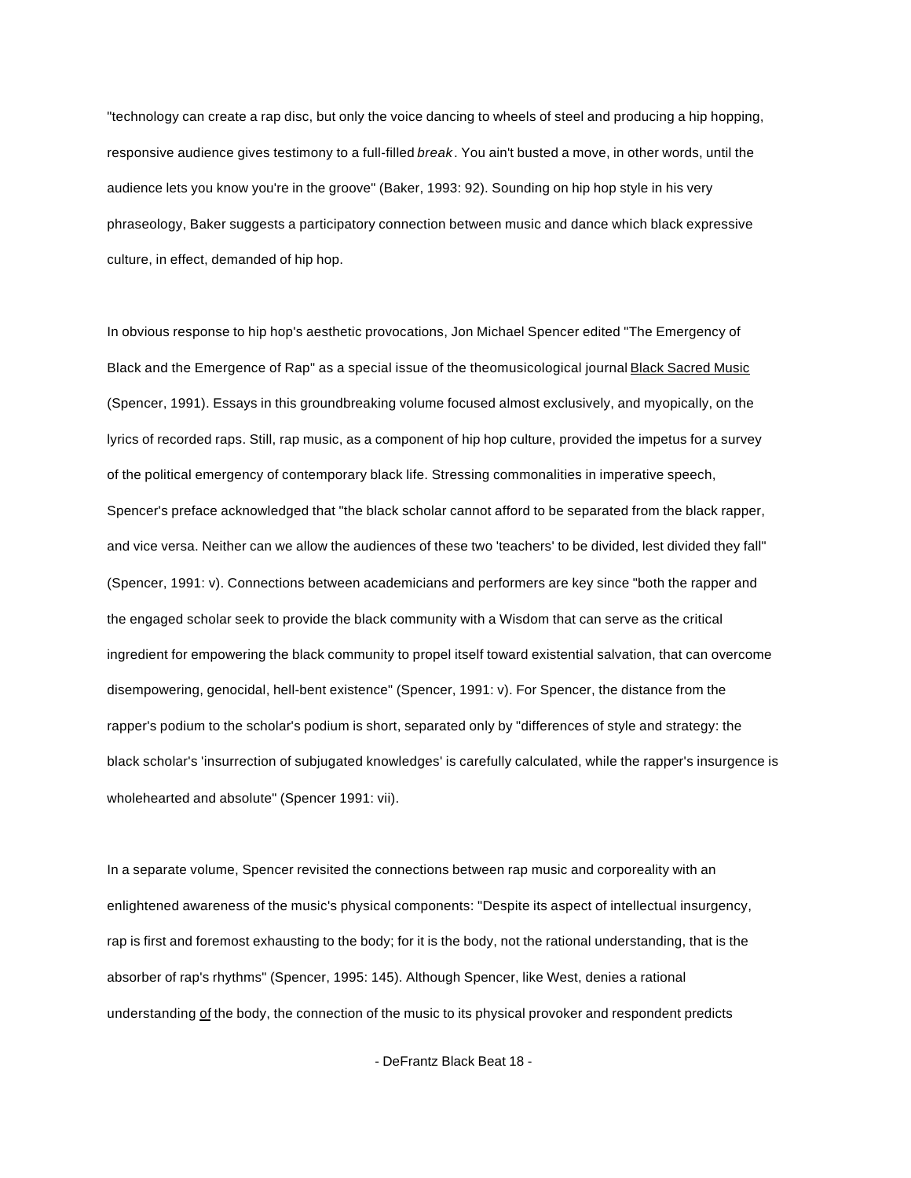"technology can create a rap disc, but only the voice dancing to wheels of steel and producing a hip hopping, responsive audience gives testimony to a full-filled *break*. You ain't busted a move, in other words, until the audience lets you know you're in the groove" (Baker, 1993: 92). Sounding on hip hop style in his very phraseology, Baker suggests a participatory connection between music and dance which black expressive culture, in effect, demanded of hip hop.

In obvious response to hip hop's aesthetic provocations, Jon Michael Spencer edited "The Emergency of Black and the Emergence of Rap" as a special issue of the theomusicological journal <u>Black Sacred Music</u> (Spencer, 1991). Essays in this groundbreaking volume focused almost exclusively, and myopically, on the lyrics of recorded raps. Still, rap music, as a component of hip hop culture, provided the impetus for a survey of the political emergency of contemporary black life. Stressing commonalities in imperative speech, Spencer's preface acknowledged that "the black scholar cannot afford to be separated from the black rapper, and vice versa. Neither can we allow the audiences of these two 'teachers' to be divided, lest divided they fall" (Spencer, 1991: v). Connections between academicians and performers are key since "both the rapper and the engaged scholar seek to provide the black community with a Wisdom that can serve as the critical ingredient for empowering the black community to propel itself toward existential salvation, that can overcome disempowering, genocidal, hell-bent existence" (Spencer, 1991: v). For Spencer, the distance from the rapper's podium to the scholar's podium is short, separated only by "differences of style and strategy: the black scholar's 'insurrection of subjugated knowledges' is carefully calculated, while the rapper's insurgence is wholehearted and absolute" (Spencer 1991: vii).

In a separate volume, Spencer revisited the connections between rap music and corporeality with an enlightened awareness of the music's physical components: "Despite its aspect of intellectual insurgency, rap is first and foremost exhausting to the body; for it is the body, not the rational understanding, that is the absorber of rap's rhythms" (Spencer, 1995: 145). Although Spencer, like West, denies a rational understanding <u>of</u> the body, the connection of the music to its physical provoker and respondent predicts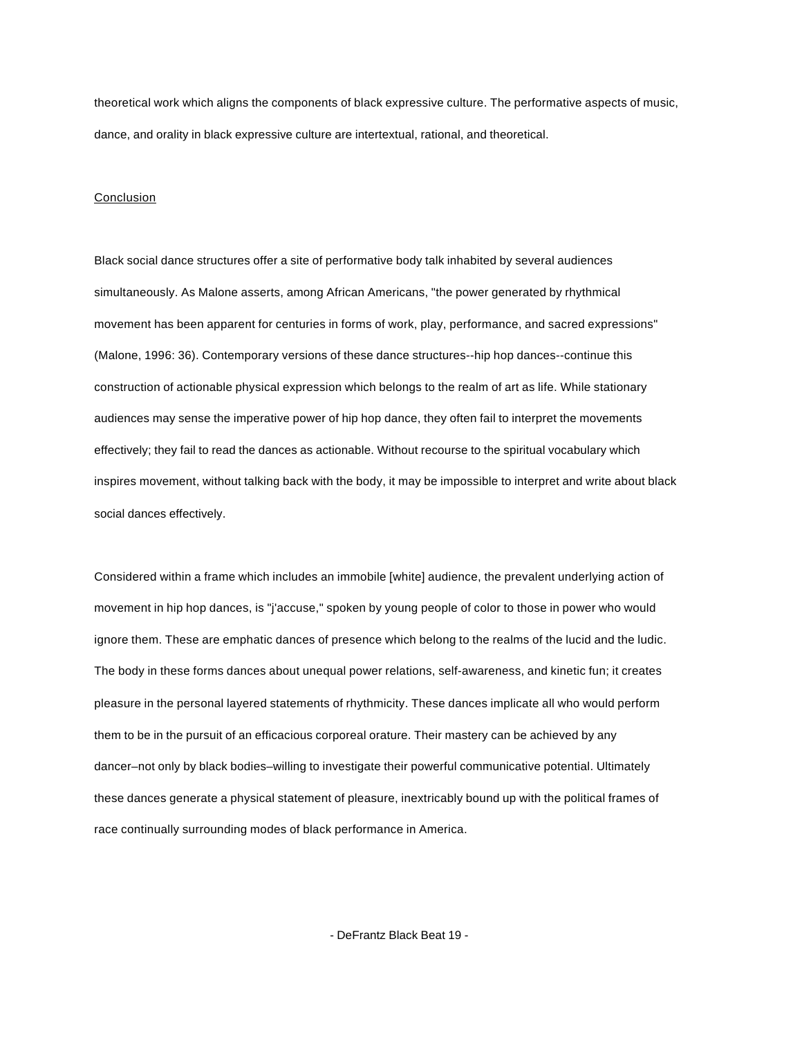theoretical work which aligns the components of black expressive culture. The performative aspects of music, dance, and orality in black expressive culture are intertextual, rational, and theoretical.

## Conclusion

Black social dance structures offer a site of performative body talk inhabited by several audiences simultaneously. As Malone asserts, among African Americans, "the power generated by rhythmical movement has been apparent for centuries in forms of work, play, performance, and sacred expressions" (Malone, 1996: 36). Contemporary versions of these dance structures--hip hop dances--continue this construction of actionable physical expression which belongs to the realm of art as life. While stationary audiences may sense the imperative power of hip hop dance, they often fail to interpret the movements effectively; they fail to read the dances as actionable. Without recourse to the spiritual vocabulary which inspires movement, without talking back with the body, it may be impossible to interpret and write about black social dances effectively.

Considered within a frame which includes an immobile [white] audience, the prevalent underlying action of movement in hip hop dances, is "j'accuse," spoken by young people of color to those in power who would ignore them. These are emphatic dances of presence which belong to the realms of the lucid and the ludic. The body in these forms dances about unequal power relations, self-awareness, and kinetic fun; it creates pleasure in the personal layered statements of rhythmicity. These dances implicate all who would perform them to be in the pursuit of an efficacious corporeal orature. Their mastery can be achieved by any dancer–not only by black bodies–willing to investigate their powerful communicative potential. Ultimately these dances generate a physical statement of pleasure, inextricably bound up with the political frames of race continually surrounding modes of black performance in America.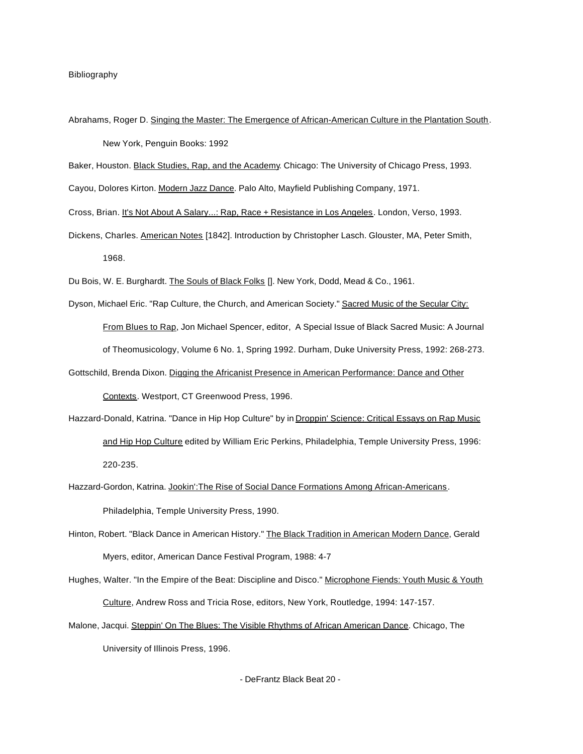Bibliography

Abrahams, Roger D. Singing the Master: The Emergence of African-American Culture in the Plantation South. New York, Penguin Books: 1992

Baker, Houston. Black Studies, Rap, and the Academy. Chicago: The University of Chicago Press, 1993.

Cayou, Dolores Kirton. Modern Jazz Dance. Palo Alto, Mayfield Publishing Company, 1971.

Cross, Brian. It's Not About A Salary...: Rap, Race + Resistance in Los Angeles. London, Verso, 1993.

Dickens, Charles. American Notes [1842]. Introduction by Christopher Lasch. Glouster, MA, Peter Smith, 1968.

Du Bois, W. E. Burghardt. The Souls of Black Folks []. New York, Dodd, Mead & Co., 1961.

Dyson, Michael Eric. "Rap Culture, the Church, and American Society." Sacred Music of the Secular City: From Blues to Rap, Jon Michael Spencer, editor, A Special Issue of Black Sacred Music: A Journal of Theomusicology, Volume 6 No. 1, Spring 1992. Durham, Duke University Press, 1992: 268-273.

Gottschild, Brenda Dixon. Digging the Africanist Presence in American Performance: Dance and Other Contexts. Westport, CT Greenwood Press, 1996.

Hazzard-Donald, Katrina. "Dance in Hip Hop Culture" by in Droppin' Science: Critical Essays on Rap Music and Hip Hop Culture edited by William Eric Perkins, Philadelphia, Temple University Press, 1996: 220-235.

Hazzard-Gordon, Katrina. Jookin':The Rise of Social Dance Formations Among African-Americans. Philadelphia, Temple University Press, 1990.

Hinton, Robert. "Black Dance in American History." The Black Tradition in American Modern Dance, Gerald Myers, editor, American Dance Festival Program, 1988: 4-7

Hughes, Walter. "In the Empire of the Beat: Discipline and Disco." Microphone Fiends: Youth Music & Youth Culture, Andrew Ross and Tricia Rose, editors, New York, Routledge, 1994: 147-157.

Malone, Jacqui. Steppin' On The Blues: The Visible Rhythms of African American Dance. Chicago, The University of Illinois Press, 1996.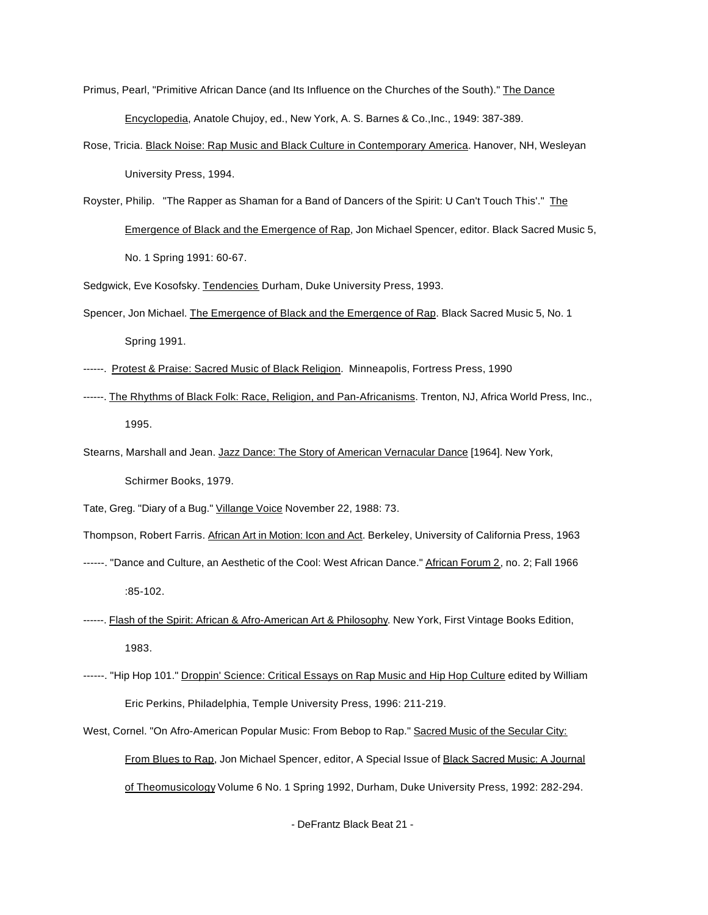Primus, Pearl, "Primitive African Dance (and Its Influence on the Churches of the South)." <u>The Dance Encyclopedia</u>, Anatole Chujoy, ed., New York, A. S. Barnes & Co.,Inc., 1949: 387-389.

Rose, Tricia. <u>Black Noise: Rap Music and Black Culture in Contemporary America</u>. Hanover, NH, Wesleyan University Press, 1994.

Royster, Philip. "The Rapper as Shaman for a Band of Dancers of the Spirit: U Can't Touch This'." <u>The Emergence of Black and the Emergence of Rap</u>, Jon Michael Spencer, editor. Black Sacred Music 5, No. 1 Spring 1991: 60-67.

Sedgwick, Eve Kosofsky. <u>Tendencies</u> Durham, Duke University Press, 1993.

Spencer, Jon Michael. <u>The Emergence of Black and the Emergence of Rap</u>. Black Sacred Music 5, No. 1 Spring 1991.

------. <u>Protest & Praise: Sacred Music of Black Religion</u>. Minneapolis, Fortress Press, 1990

------. <u>The Rhythms of Black Folk: Race, Religion, and Pan-Africanisms</u>. Trenton, NJ, Africa World Press, Inc., 1995.

Stearns, Marshall and Jean. <u>Jazz Dance: The Story of American Vernacular Dance</u> [1964]. New York, Schirmer Books, 1979.

Tate, Greg. "Diary of a Bug." <u>Villange Voice</u> November 22, 1988: 73.

Thompson, Robert Farris. <u>African Art in Motion: Icon and Act</u>. Berkeley, University of California Press, 1963

------. "Dance and Culture, an Aesthetic of the Cool: West African Dance." <u>African Forum 2</u>, no. 2; Fall 1966 :85-102.

------. <u>Flash of the Spirit: African & Afro-American Art & Philosophy</u>. New York, First Vintage Books Edition, 1983.

------. "Hip Hop 101." <u>Droppin' Science: Critical Essays on Rap Music and Hip Hop Culture</u> edited by William Eric Perkins, Philadelphia, Temple University Press, 1996: 211-219.

West, Cornel. "On Afro-American Popular Music: From Bebop to Rap." <u>Sacred Music of the Secular City: From Blues to Rap</u>, Jon Michael Spencer, editor, A Special Issue of <u>Black Sacred Music: A Journal of Theomusicology</u> Volume 6 No. 1 Spring 1992, Durham, Duke University Press, 1992: 282-294.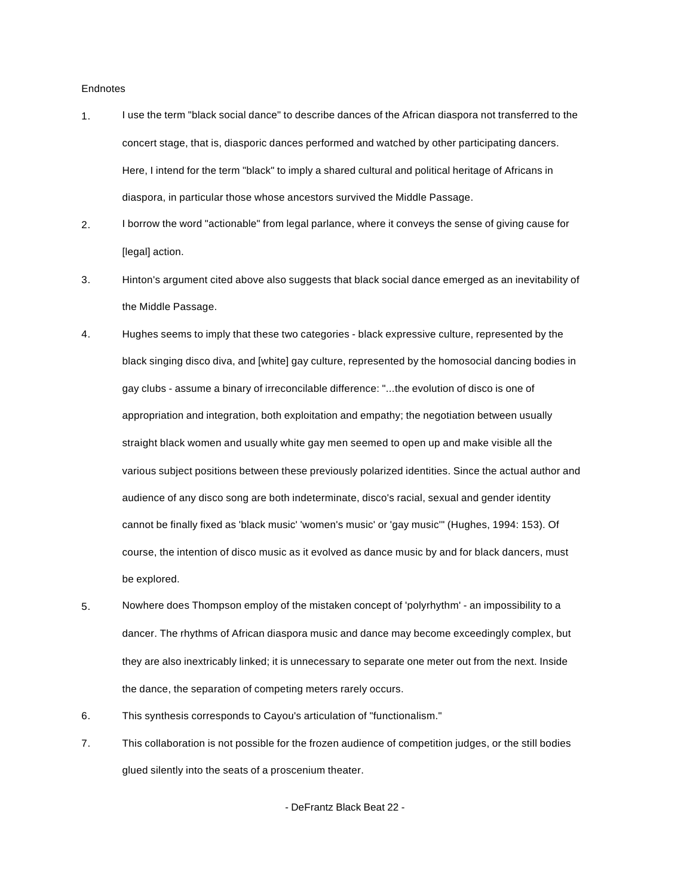Endnotes

1. I use the term "black social dance" to describe dances of the African diaspora not transferred to the concert stage, that is, diasporic dances performed and watched by other participating dancers. Here, I intend for the term "black" to imply a shared cultural and political heritage of Africans in diaspora, in particular those whose ancestors survived the Middle Passage.
2. I borrow the word "actionable" from legal parlance, where it conveys the sense of giving cause for [legal] action.
3. Hinton's argument cited above also suggests that black social dance emerged as an inevitability of the Middle Passage.
4. Hughes seems to imply that these two categories - black expressive culture, represented by the black singing disco diva, and [white] gay culture, represented by the homosocial dancing bodies in gay clubs - assume a binary of irreconcilable difference: "...the evolution of disco is one of appropriation and integration, both exploitation and empathy; the negotiation between usually straight black women and usually white gay men seemed to open up and make visible all the various subject positions between these previously polarized identities. Since the actual author and audience of any disco song are both indeterminate, disco's racial, sexual and gender identity cannot be finally fixed as 'black music' 'women's music' or 'gay music'" (Hughes, 1994: 153). Of course, the intention of disco music as it evolved as dance music by and for black dancers, must be explored.
5. Nowhere does Thompson employ of the mistaken concept of 'polyrhythm' - an impossibility to a dancer. The rhythms of African diaspora music and dance may become exceedingly complex, but they are also inextricably linked; it is unnecessary to separate one meter out from the next. Inside the dance, the separation of competing meters rarely occurs.
6. This synthesis corresponds to Cayou's articulation of "functionalism."
7. This collaboration is not possible for the frozen audience of competition judges, or the still bodies glued silently into the seats of a proscenium theater.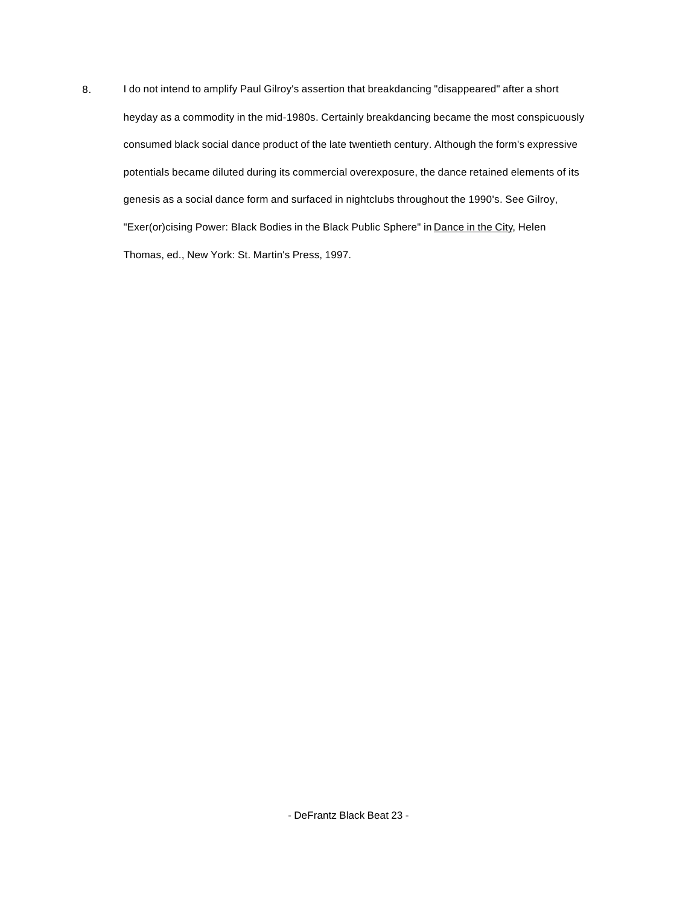8. I do not intend to amplify Paul Gilroy's assertion that breakdancing "disappeared" after a short heyday as a commodity in the mid-1980s. Certainly breakdancing became the most conspicuously consumed black social dance product of the late twentieth century. Although the form's expressive potentials became diluted during its commercial overexposure, the dance retained elements of its genesis as a social dance form and surfaced in nightclubs throughout the 1990's. See Gilroy, "Exer(or)cising Power: Black Bodies in the Black Public Sphere" in Dance in the City, Helen Thomas, ed., New York: St. Martin's Press, 1997.